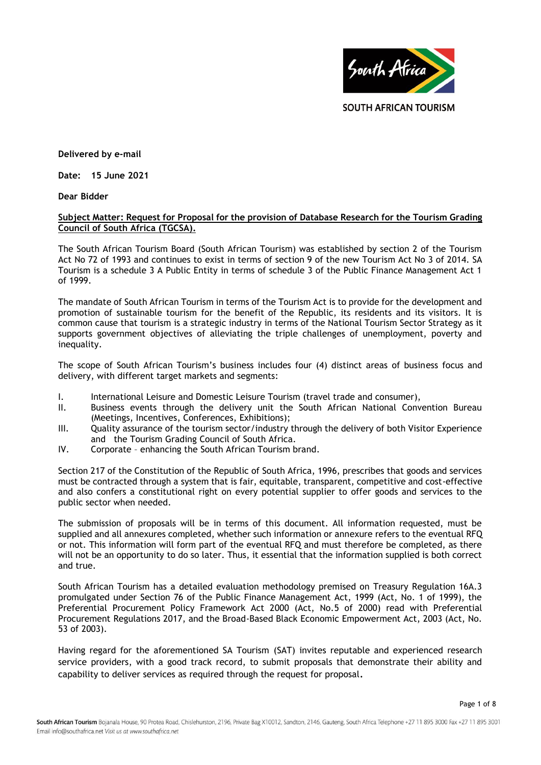SOUTH AFRICAN TOURISM

**Delivered by e-mail**

**Date: 15 June 2021**

**Dear Bidder**

**Subject Matter: Request for Proposal for the provision of Database Research for the Tourism Grading Council of South Africa (TGCSA).**

The South African Tourism Board (South African Tourism) was established by section 2 of the Tourism Act No 72 of 1993 and continues to exist in terms of section 9 of the new Tourism Act No 3 of 2014. SA Tourism is a schedule 3 A Public Entity in terms of schedule 3 of the Public Finance Management Act 1 of 1999.

The mandate of South African Tourism in terms of the Tourism Act is to provide for the development and promotion of sustainable tourism for the benefit of the Republic, its residents and its visitors. It is common cause that tourism is a strategic industry in terms of the National Tourism Sector Strategy as it supports government objectives of alleviating the triple challenges of unemployment, poverty and inequality.

The scope of South African Tourism's business includes four (4) distinct areas of business focus and delivery, with different target markets and segments:

I. International Leisure and Domestic Leisure Tourism (travel trade and consumer),
II. Business events through the delivery unit the South African National Convention Bureau (Meetings, Incentives, Conferences, Exhibitions);
III. Quality assurance of the tourism sector/industry through the delivery of both Visitor Experience and the Tourism Grading Council of South Africa.
IV. Corporate – enhancing the South African Tourism brand.

Section 217 of the Constitution of the Republic of South Africa, 1996, prescribes that goods and services must be contracted through a system that is fair, equitable, transparent, competitive and cost-effective and also confers a constitutional right on every potential supplier to offer goods and services to the public sector when needed.

The submission of proposals will be in terms of this document. All information requested, must be supplied and all annexures completed, whether such information or annexure refers to the eventual RFQ or not. This information will form part of the eventual RFQ and must therefore be completed, as there will not be an opportunity to do so later. Thus, it essential that the information supplied is both correct and true.

South African Tourism has a detailed evaluation methodology premised on Treasury Regulation 16A.3 promulgated under Section 76 of the Public Finance Management Act, 1999 (Act, No. 1 of 1999), the Preferential Procurement Policy Framework Act 2000 (Act, No.5 of 2000) read with Preferential Procurement Regulations 2017, and the Broad-Based Black Economic Empowerment Act, 2003 (Act, No. 53 of 2003).

Having regard for the aforementioned SA Tourism (SAT) invites reputable and experienced research service providers, with a good track record, to submit proposals that demonstrate their ability and capability to deliver services as required through the request for proposal.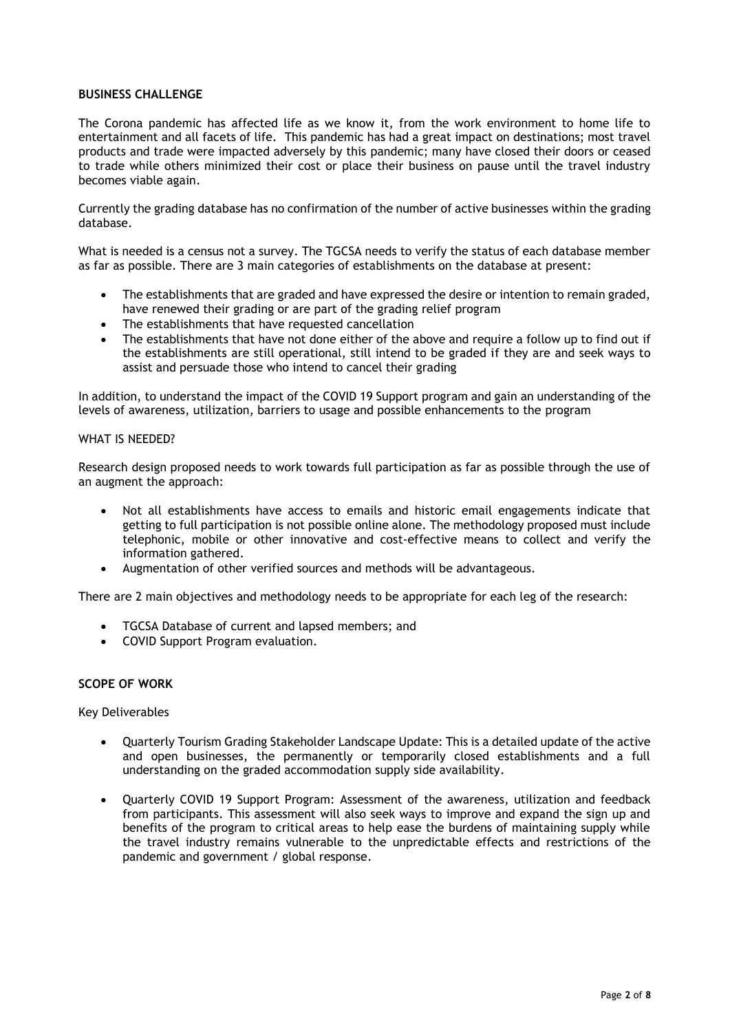## BUSINESS CHALLENGE

The Corona pandemic has affected life as we know it, from the work environment to home life to entertainment and all facets of life. This pandemic has had a great impact on destinations; most travel products and trade were impacted adversely by this pandemic; many have closed their doors or ceased to trade while others minimized their cost or place their business on pause until the travel industry becomes viable again.

Currently the grading database has no confirmation of the number of active businesses within the grading database.

What is needed is a census not a survey. The TGCSA needs to verify the status of each database member as far as possible. There are 3 main categories of establishments on the database at present:

- The establishments that are graded and have expressed the desire or intention to remain graded, have renewed their grading or are part of the grading relief program
- The establishments that have requested cancellation
- The establishments that have not done either of the above and require a follow up to find out if the establishments are still operational, still intend to be graded if they are and seek ways to assist and persuade those who intend to cancel their grading

In addition, to understand the impact of the COVID 19 Support program and gain an understanding of the levels of awareness, utilization, barriers to usage and possible enhancements to the program

WHAT IS NEEDED?

Research design proposed needs to work towards full participation as far as possible through the use of an augment the approach:

- Not all establishments have access to emails and historic email engagements indicate that getting to full participation is not possible online alone. The methodology proposed must include telephonic, mobile or other innovative and cost-effective means to collect and verify the information gathered.
- Augmentation of other verified sources and methods will be advantageous.

There are 2 main objectives and methodology needs to be appropriate for each leg of the research:

- TGCSA Database of current and lapsed members; and
- COVID Support Program evaluation.

## SCOPE OF WORK

Key Deliverables

- Quarterly Tourism Grading Stakeholder Landscape Update: This is a detailed update of the active and open businesses, the permanently or temporarily closed establishments and a full understanding on the graded accommodation supply side availability.
- Quarterly COVID 19 Support Program: Assessment of the awareness, utilization and feedback from participants. This assessment will also seek ways to improve and expand the sign up and benefits of the program to critical areas to help ease the burdens of maintaining supply while the travel industry remains vulnerable to the unpredictable effects and restrictions of the pandemic and government / global response.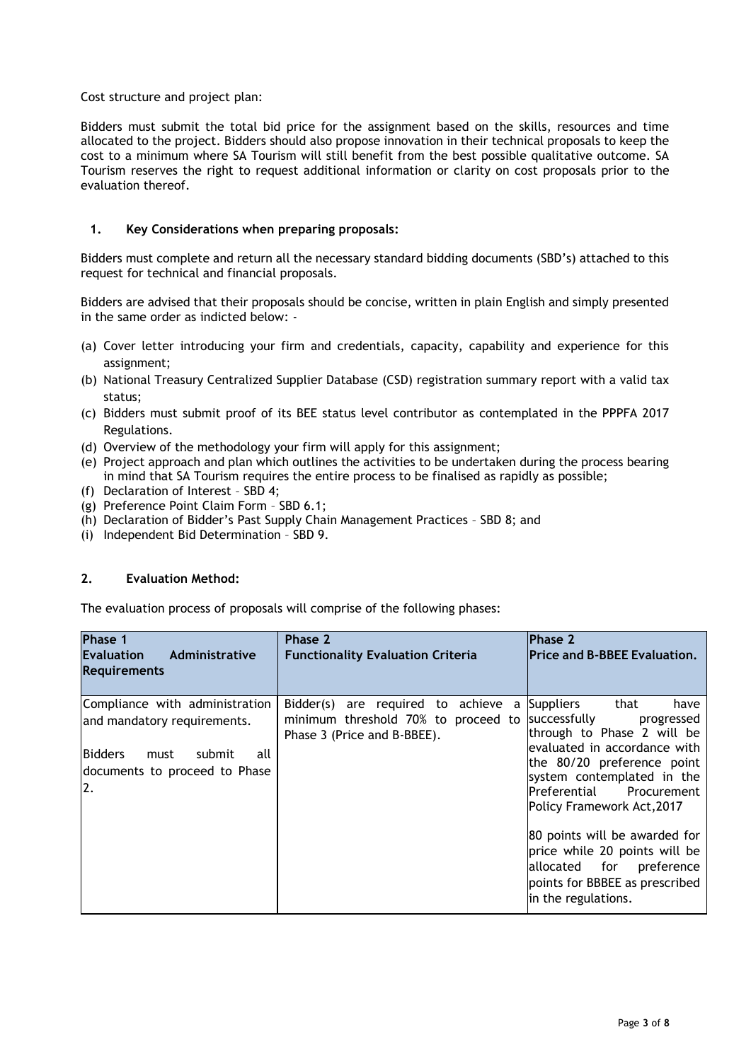Cost structure and project plan:

Bidders must submit the total bid price for the assignment based on the skills, resources and time allocated to the project. Bidders should also propose innovation in their technical proposals to keep the cost to a minimum where SA Tourism will still benefit from the best possible qualitative outcome. SA Tourism reserves the right to request additional information or clarity on cost proposals prior to the evaluation thereof.

## 1. Key Considerations when preparing proposals:

Bidders must complete and return all the necessary standard bidding documents (SBD's) attached to this request for technical and financial proposals.

Bidders are advised that their proposals should be concise, written in plain English and simply presented in the same order as indicted below: -

(a) Cover letter introducing your firm and credentials, capacity, capability and experience for this assignment;
(b) National Treasury Centralized Supplier Database (CSD) registration summary report with a valid tax status;
(c) Bidders must submit proof of its BEE status level contributor as contemplated in the PPPFA 2017 Regulations.
(d) Overview of the methodology your firm will apply for this assignment;
(e) Project approach and plan which outlines the activities to be undertaken during the process bearing in mind that SA Tourism requires the entire process to be finalised as rapidly as possible;
(f) Declaration of Interest – SBD 4;
(g) Preference Point Claim Form – SBD 6.1;
(h) Declaration of Bidder's Past Supply Chain Management Practices – SBD 8; and
(i) Independent Bid Determination – SBD 9.

## 2. Evaluation Method:

The evaluation process of proposals will comprise of the following phases:

| **Phase 1**<br>**Evaluation Administrative Requirements** | **Phase 2**<br>**Functionality Evaluation Criteria** | **Phase 2**<br>**Price and B-BBEE Evaluation.** |
|---|---|---|
| Compliance with administration and mandatory requirements.<br><br>Bidders must submit all documents to proceed to Phase 2. | Bidder(s) are required to achieve a minimum threshold 70% to proceed to Phase 3 (Price and B-BBEE). | Suppliers that have successfully progressed through to Phase 2 will be evaluated in accordance with the 80/20 preference point system contemplated in the Preferential Procurement Policy Framework Act,2017<br><br>80 points will be awarded for price while 20 points will be allocated for preference points for BBBEE as prescribed in the regulations. |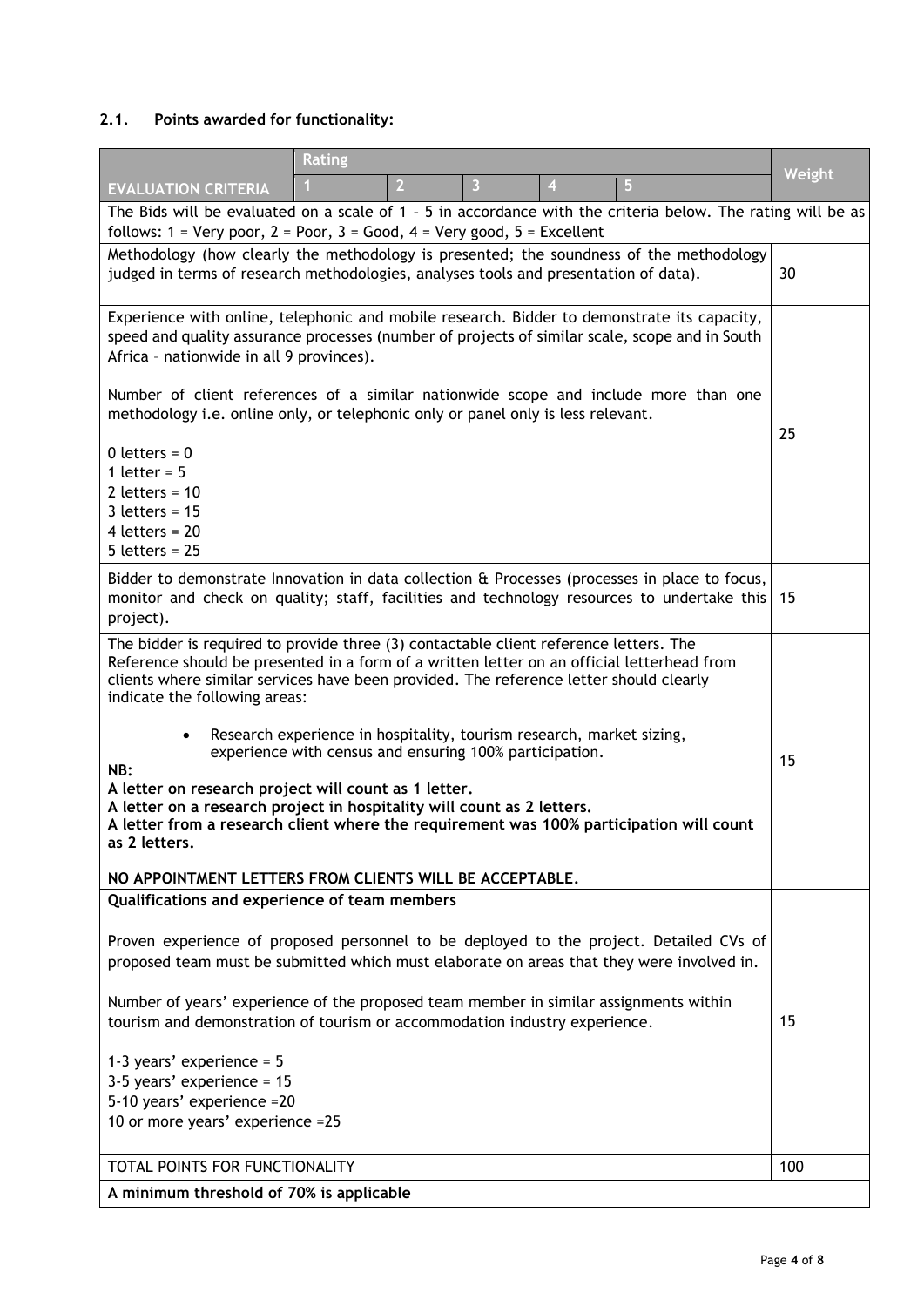### 2.1. Points awarded for functionality:

| EVALUATION CRITERIA | Rating 1 | 2 | 3 | 4 | 5 | Weight |
|---|---|---|---|---|---|---|
| The Bids will be evaluated on a scale of 1 – 5 in accordance with the criteria below. The rating will be as follows: 1 = Very poor, 2 = Poor, 3 = Good, 4 = Very good, 5 = Excellent | | | | | | |
| Methodology (how clearly the methodology is presented; the soundness of the methodology judged in terms of research methodologies, analyses tools and presentation of data). | | | | | | 30 |
| Experience with online, telephonic and mobile research. Bidder to demonstrate its capacity, speed and quality assurance processes (number of projects of similar scale, scope and in South Africa – nationwide in all 9 provinces).<br><br>Number of client references of a similar nationwide scope and include more than one methodology i.e. online only, or telephonic only or panel only is less relevant.<br><br>0 letters = 0<br>1 letter = 5<br>2 letters = 10<br>3 letters = 15<br>4 letters = 20<br>5 letters = 25 | | | | | | 25 |
| Bidder to demonstrate Innovation in data collection & Processes (processes in place to focus, monitor and check on quality; staff, facilities and technology resources to undertake this project). | | | | | | 15 |
| The bidder is required to provide three (3) contactable client reference letters. The Reference should be presented in a form of a written letter on an official letterhead from clients where similar services have been provided. The reference letter should clearly indicate the following areas:<br><br>• Research experience in hospitality, tourism research, market sizing, experience with census and ensuring 100% participation.<br><br>**NB:**<br>**A letter on research project will count as 1 letter.**<br>**A letter on a research project in hospitality will count as 2 letters.**<br>**A letter from a research client where the requirement was 100% participation will count as 2 letters.**<br><br>**NO APPOINTMENT LETTERS FROM CLIENTS WILL BE ACCEPTABLE.** | | | | | | 15 |
| **Qualifications and experience of team members**<br><br>Proven experience of proposed personnel to be deployed to the project. Detailed CVs of proposed team must be submitted which must elaborate on areas that they were involved in.<br><br>Number of years' experience of the proposed team member in similar assignments within tourism and demonstration of tourism or accommodation industry experience.<br><br>1-3 years' experience = 5<br>3-5 years' experience = 15<br>5-10 years' experience =20<br>10 or more years' experience =25 | | | | | | 15 |
| TOTAL POINTS FOR FUNCTIONALITY | | | | | | 100 |
| **A minimum threshold of 70% is applicable** | | | | | | |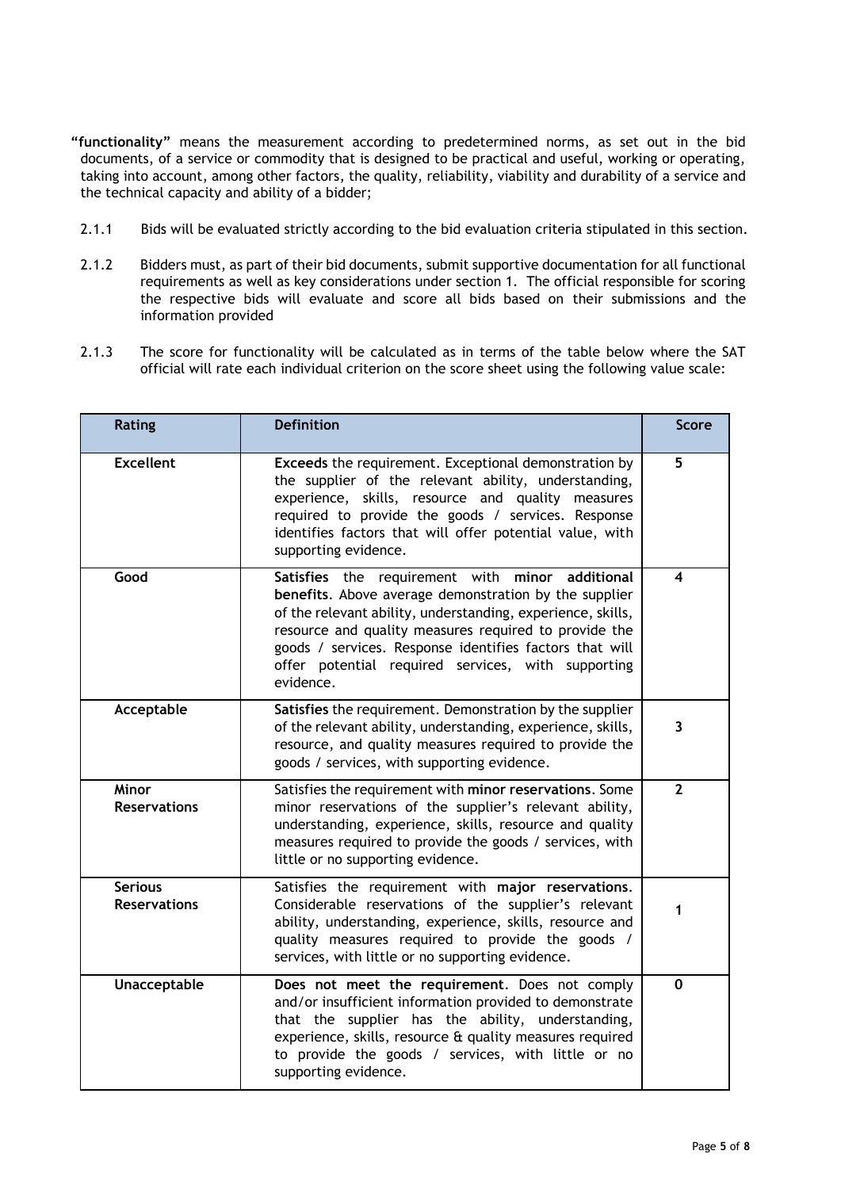**"functionality"** means the measurement according to predetermined norms, as set out in the bid documents, of a service or commodity that is designed to be practical and useful, working or operating, taking into account, among other factors, the quality, reliability, viability and durability of a service and the technical capacity and ability of a bidder;

2.1.1 Bids will be evaluated strictly according to the bid evaluation criteria stipulated in this section.

2.1.2 Bidders must, as part of their bid documents, submit supportive documentation for all functional requirements as well as key considerations under section 1. The official responsible for scoring the respective bids will evaluate and score all bids based on their submissions and the information provided

2.1.3 The score for functionality will be calculated as in terms of the table below where the SAT official will rate each individual criterion on the score sheet using the following value scale:

| Rating | Definition | Score |
|---|---|---|
| **Excellent** | **Exceeds** the requirement. Exceptional demonstration by the supplier of the relevant ability, understanding, experience, skills, resource and quality measures required to provide the goods / services. Response identifies factors that will offer potential value, with supporting evidence. | 5 |
| **Good** | **Satisfies** the requirement with **minor additional benefits**. Above average demonstration by the supplier of the relevant ability, understanding, experience, skills, resource and quality measures required to provide the goods / services. Response identifies factors that will offer potential required services, with supporting evidence. | 4 |
| **Acceptable** | **Satisfies** the requirement. Demonstration by the supplier of the relevant ability, understanding, experience, skills, resource, and quality measures required to provide the goods / services, with supporting evidence. | 3 |
| **Minor Reservations** | Satisfies the requirement with **minor reservations**. Some minor reservations of the supplier's relevant ability, understanding, experience, skills, resource and quality measures required to provide the goods / services, with little or no supporting evidence. | 2 |
| **Serious Reservations** | Satisfies the requirement with **major reservations**. Considerable reservations of the supplier's relevant ability, understanding, experience, skills, resource and quality measures required to provide the goods / services, with little or no supporting evidence. | 1 |
| **Unacceptable** | **Does not meet the requirement**. Does not comply and/or insufficient information provided to demonstrate that the supplier has the ability, understanding, experience, skills, resource & quality measures required to provide the goods / services, with little or no supporting evidence. | 0 |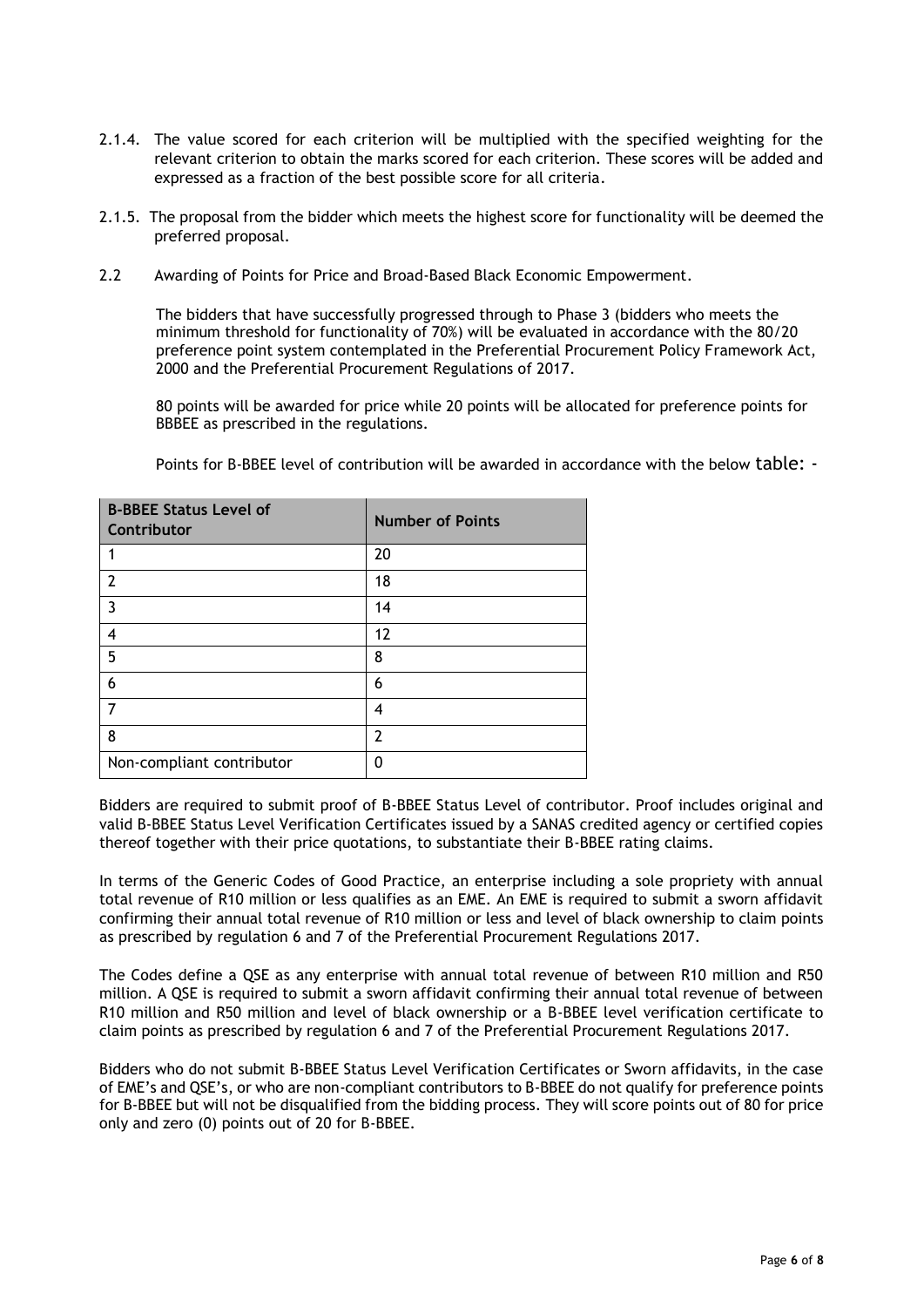2.1.4. The value scored for each criterion will be multiplied with the specified weighting for the relevant criterion to obtain the marks scored for each criterion. These scores will be added and expressed as a fraction of the best possible score for all criteria.

2.1.5. The proposal from the bidder which meets the highest score for functionality will be deemed the preferred proposal.

2.2 Awarding of Points for Price and Broad-Based Black Economic Empowerment.

The bidders that have successfully progressed through to Phase 3 (bidders who meets the minimum threshold for functionality of 70%) will be evaluated in accordance with the 80/20 preference point system contemplated in the Preferential Procurement Policy Framework Act, 2000 and the Preferential Procurement Regulations of 2017.

80 points will be awarded for price while 20 points will be allocated for preference points for BBBEE as prescribed in the regulations.

Points for B-BBEE level of contribution will be awarded in accordance with the below table: -

| B-BBEE Status Level of Contributor | Number of Points |
|---|---|
| 1 | 20 |
| 2 | 18 |
| 3 | 14 |
| 4 | 12 |
| 5 | 8 |
| 6 | 6 |
| 7 | 4 |
| 8 | 2 |
| Non-compliant contributor | 0 |

Bidders are required to submit proof of B-BBEE Status Level of contributor. Proof includes original and valid B-BBEE Status Level Verification Certificates issued by a SANAS credited agency or certified copies thereof together with their price quotations, to substantiate their B-BBEE rating claims.

In terms of the Generic Codes of Good Practice, an enterprise including a sole propriety with annual total revenue of R10 million or less qualifies as an EME. An EME is required to submit a sworn affidavit confirming their annual total revenue of R10 million or less and level of black ownership to claim points as prescribed by regulation 6 and 7 of the Preferential Procurement Regulations 2017.

The Codes define a QSE as any enterprise with annual total revenue of between R10 million and R50 million. A QSE is required to submit a sworn affidavit confirming their annual total revenue of between R10 million and R50 million and level of black ownership or a B-BBEE level verification certificate to claim points as prescribed by regulation 6 and 7 of the Preferential Procurement Regulations 2017.

Bidders who do not submit B-BBEE Status Level Verification Certificates or Sworn affidavits, in the case of EME's and QSE's, or who are non-compliant contributors to B-BBEE do not qualify for preference points for B-BBEE but will not be disqualified from the bidding process. They will score points out of 80 for price only and zero (0) points out of 20 for B-BBEE.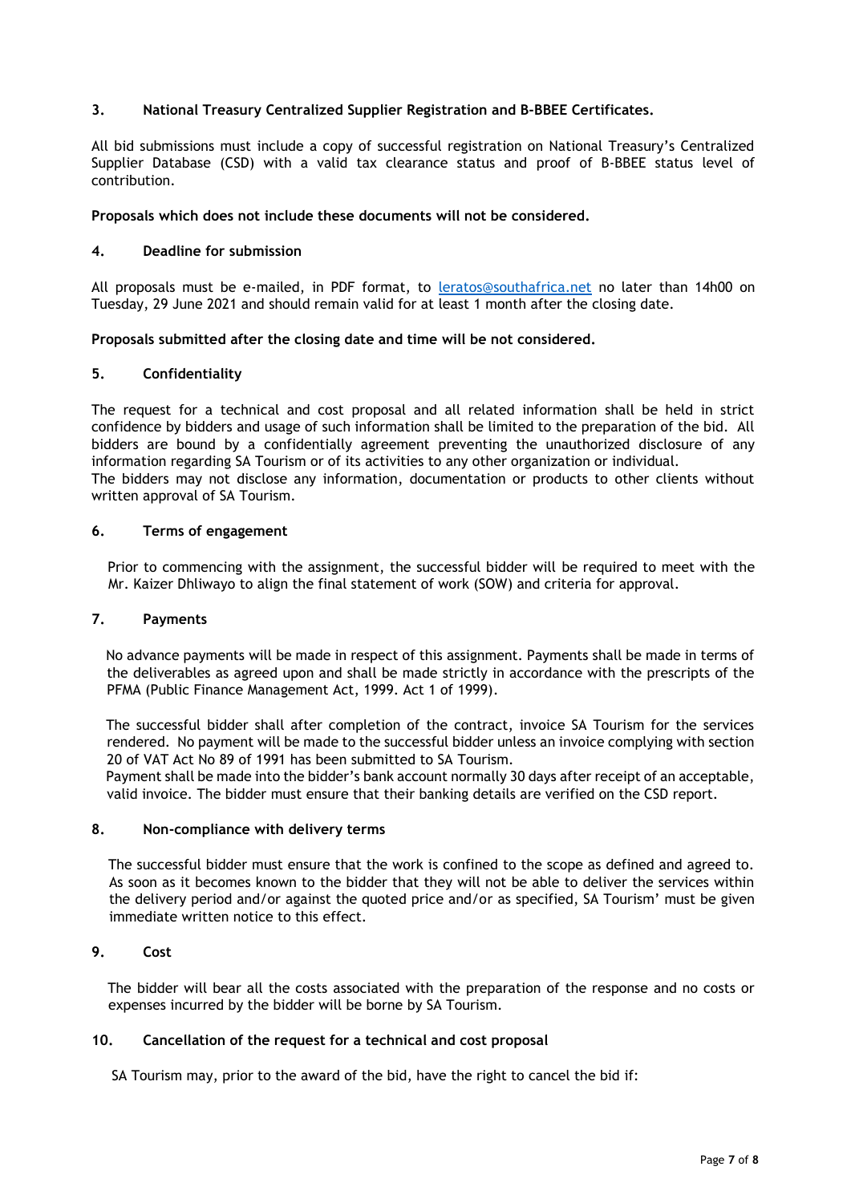## 3. National Treasury Centralized Supplier Registration and B-BBEE Certificates.

All bid submissions must include a copy of successful registration on National Treasury's Centralized Supplier Database (CSD) with a valid tax clearance status and proof of B-BBEE status level of contribution.

**Proposals which does not include these documents will not be considered.**

## 4. Deadline for submission

All proposals must be e-mailed, in PDF format, to [leratos@southafrica.net](mailto:leratos@southafrica.net) no later than 14h00 on Tuesday, 29 June 2021 and should remain valid for at least 1 month after the closing date.

**Proposals submitted after the closing date and time will be not considered.**

## 5. Confidentiality

The request for a technical and cost proposal and all related information shall be held in strict confidence by bidders and usage of such information shall be limited to the preparation of the bid. All bidders are bound by a confidentially agreement preventing the unauthorized disclosure of any information regarding SA Tourism or of its activities to any other organization or individual.
The bidders may not disclose any information, documentation or products to other clients without written approval of SA Tourism.

## 6. Terms of engagement

Prior to commencing with the assignment, the successful bidder will be required to meet with the Mr. Kaizer Dhliwayo to align the final statement of work (SOW) and criteria for approval.

## 7. Payments

No advance payments will be made in respect of this assignment. Payments shall be made in terms of the deliverables as agreed upon and shall be made strictly in accordance with the prescripts of the PFMA (Public Finance Management Act, 1999. Act 1 of 1999).

The successful bidder shall after completion of the contract, invoice SA Tourism for the services rendered. No payment will be made to the successful bidder unless an invoice complying with section 20 of VAT Act No 89 of 1991 has been submitted to SA Tourism.
Payment shall be made into the bidder's bank account normally 30 days after receipt of an acceptable, valid invoice. The bidder must ensure that their banking details are verified on the CSD report.

## 8. Non-compliance with delivery terms

The successful bidder must ensure that the work is confined to the scope as defined and agreed to. As soon as it becomes known to the bidder that they will not be able to deliver the services within the delivery period and/or against the quoted price and/or as specified, SA Tourism' must be given immediate written notice to this effect.

## 9. Cost

The bidder will bear all the costs associated with the preparation of the response and no costs or expenses incurred by the bidder will be borne by SA Tourism.

## 10. Cancellation of the request for a technical and cost proposal

SA Tourism may, prior to the award of the bid, have the right to cancel the bid if: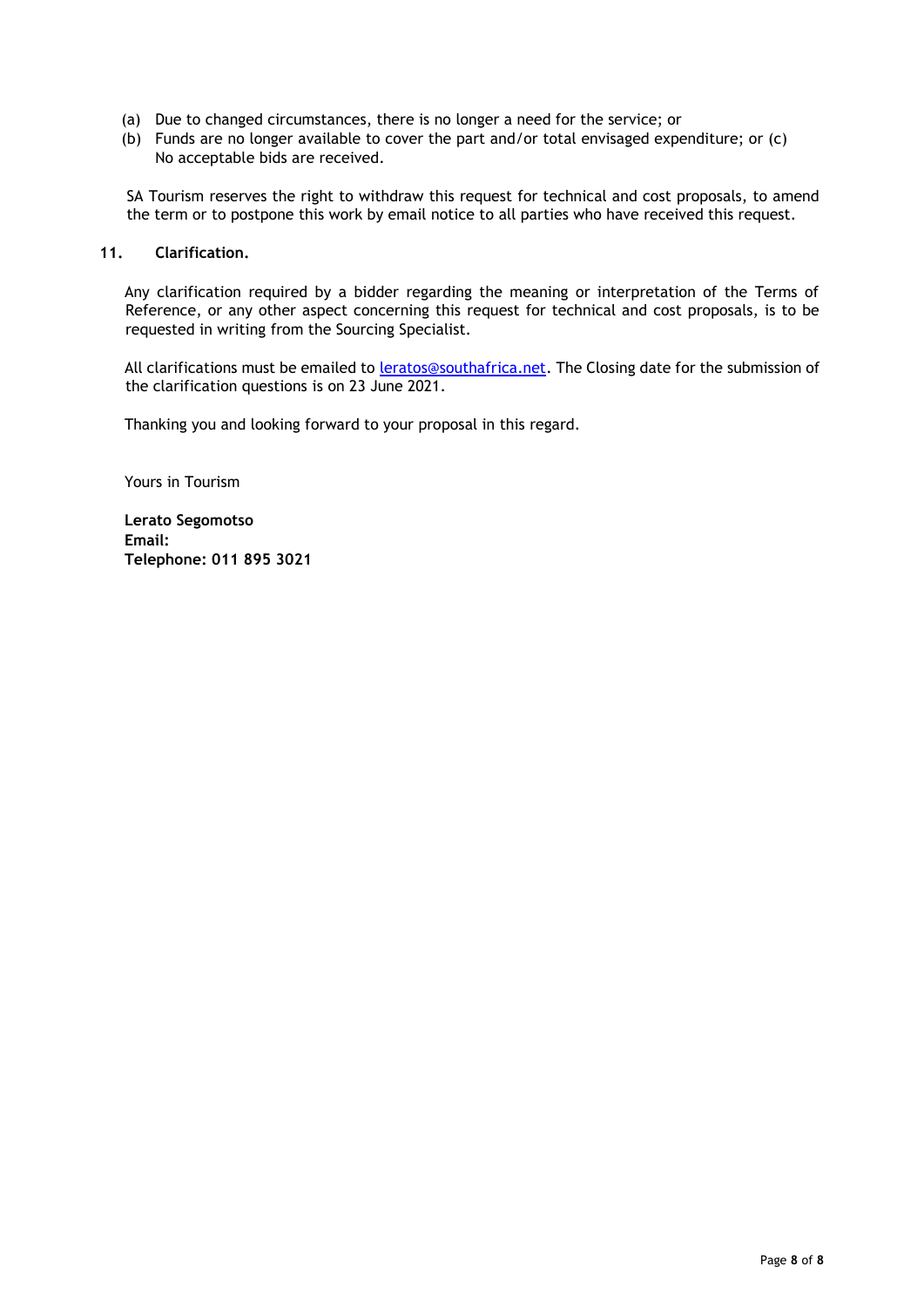(a) Due to changed circumstances, there is no longer a need for the service; or
(b) Funds are no longer available to cover the part and/or total envisaged expenditure; or (c) No acceptable bids are received.

SA Tourism reserves the right to withdraw this request for technical and cost proposals, to amend the term or to postpone this work by email notice to all parties who have received this request.

**11. Clarification.**

Any clarification required by a bidder regarding the meaning or interpretation of the Terms of Reference, or any other aspect concerning this request for technical and cost proposals, is to be requested in writing from the Sourcing Specialist.

All clarifications must be emailed to leratos@southafrica.net. The Closing date for the submission of the clarification questions is on 23 June 2021.

Thanking you and looking forward to your proposal in this regard.

Yours in Tourism

**Lerato Segomotso**
**Email:**
**Telephone: 011 895 3021**